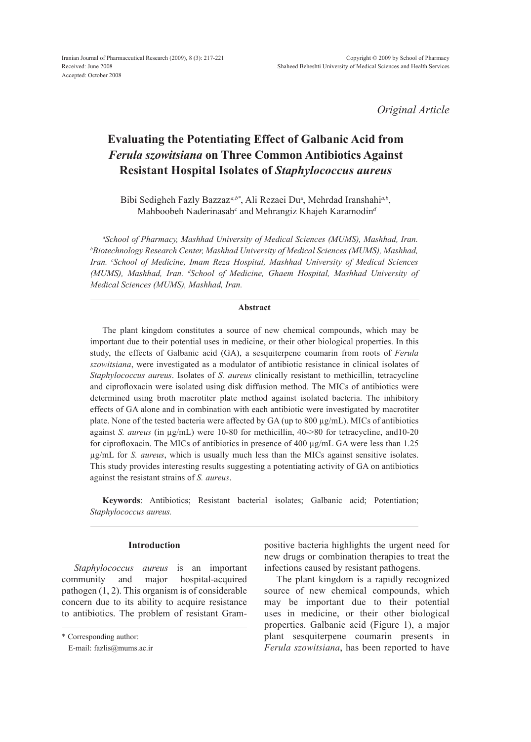*Original Article*

# Evaluating the Potentiating Effect of Galbanic Acid from *Ferula szowitsiana* on Three Common Antibiotics Against Resistant Hospital Isolates of *Staphylococcus aureus*

Bibi Sedigheh Fazly Bazzaz[a,b*], Ali Rezaei Du[a], Mehrdad Iranshahi[a,b], Mahboobeh Naderinasab[c] and Mehrangiz Khajeh Karamodin[d]

*[a]School of Pharmacy, Mashhad University of Medical Sciences (MUMS), Mashhad, Iran. [b]Biotechnology Research Center, Mashhad University of Medical Sciences (MUMS), Mashhad, Iran. [c]School of Medicine, Imam Reza Hospital, Mashhad University of Medical Sciences (MUMS), Mashhad, Iran. [d]School of Medicine, Ghaem Hospital, Mashhad University of Medical Sciences (MUMS), Mashhad, Iran.*

## Abstract

The plant kingdom constitutes a source of new chemical compounds, which may be important due to their potential uses in medicine, or their other biological properties. In this study, the effects of Galbanic acid (GA), a sesquiterpene coumarin from roots of *Ferula szowitsiana*, were investigated as a modulator of antibiotic resistance in clinical isolates of *Staphylococcus aureus*. Isolates of *S. aureus* clinically resistant to methicillin, tetracycline and ciprofloxacin were isolated using disk diffusion method. The MICs of antibiotics were determined using broth macrotiter plate method against isolated bacteria. The inhibitory effects of GA alone and in combination with each antibiotic were investigated by macrotiter plate. None of the tested bacteria were affected by GA (up to 800 µg/mL). MICs of antibiotics against *S. aureus* (in µg/mL) were 10-80 for methicillin, 40->80 for tetracycline, and10-20 for ciprofloxacin. The MICs of antibiotics in presence of 400 µg/mL GA were less than 1.25 µg/mL for *S. aureus*, which is usually much less than the MICs against sensitive isolates. This study provides interesting results suggesting a potentiating activity of GA on antibiotics against the resistant strains of *S. aureus*.

**Keywords**: Antibiotics; Resistant bacterial isolates; Galbanic acid; Potentiation; *Staphylococcus aureus.*

## Introduction

*Staphylococcus aureus* is an important community and major hospital-acquired pathogen (1, 2). This organism is of considerable concern due to its ability to acquire resistance to antibiotics. The problem of resistant Gram-positive bacteria highlights the urgent need for new drugs or combination therapies to treat the infections caused by resistant pathogens.

The plant kingdom is a rapidly recognized source of new chemical compounds, which may be important due to their potential uses in medicine, or their other biological properties. Galbanic acid (Figure 1), a major plant sesquiterpene coumarin presents in *Ferula szowitsiana*, has been reported to have

\* Corresponding author:
E-mail: fazlis@mums.ac.ir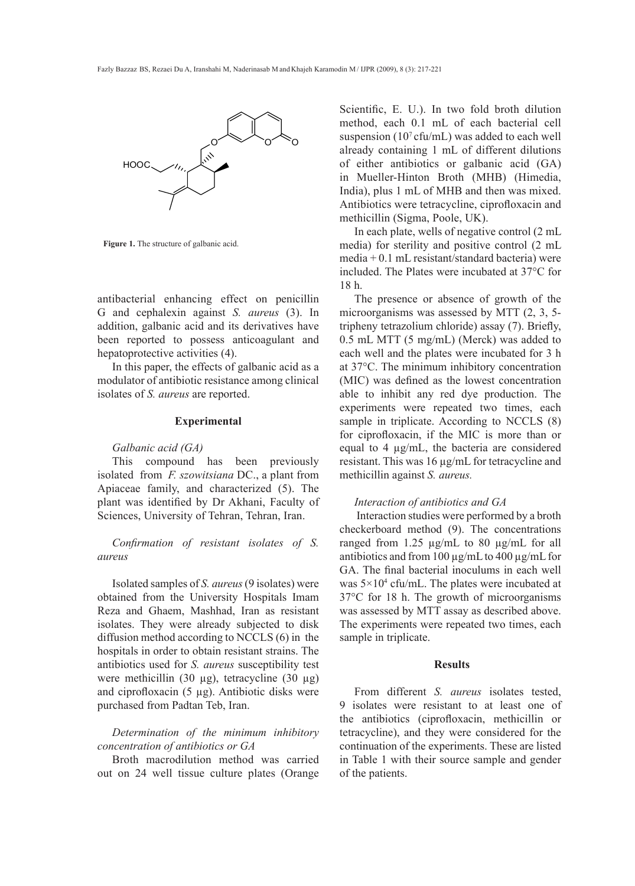**Figure 1.** The structure of galbanic acid.

antibacterial enhancing effect on penicillin G and cephalexin against *S. aureus* (3). In addition, galbanic acid and its derivatives have been reported to possess anticoagulant and hepatoprotective activities (4).

In this paper, the effects of galbanic acid as a modulator of antibiotic resistance among clinical isolates of *S. aureus* are reported.

## Experimental

*Galbanic acid (GA)*

This compound has been previously isolated from *F. szowitsiana* DC., a plant from Apiaceae family, and characterized (5). The plant was identified by Dr Akhani, Faculty of Sciences, University of Tehran, Tehran, Iran.

*Confirmation of resistant isolates of S. aureus*

Isolated samples of *S. aureus* (9 isolates) were obtained from the University Hospitals Imam Reza and Ghaem, Mashhad, Iran as resistant isolates. They were already subjected to disk diffusion method according to NCCLS (6) in the hospitals in order to obtain resistant strains. The antibiotics used for *S. aureus* susceptibility test were methicillin (30 µg), tetracycline (30 µg) and ciprofloxacin (5 µg). Antibiotic disks were purchased from Padtan Teb, Iran.

*Determination of the minimum inhibitory concentration of antibiotics or GA*

Broth macrodilution method was carried out on 24 well tissue culture plates (Orange Scientific, E. U.). In two fold broth dilution method, each 0.1 mL of each bacterial cell suspension ($10^7$ cfu/mL) was added to each well already containing 1 mL of different dilutions of either antibiotics or galbanic acid (GA) in Mueller-Hinton Broth (MHB) (Himedia, India), plus 1 mL of MHB and then was mixed. Antibiotics were tetracycline, ciprofloxacin and methicillin (Sigma, Poole, UK).

In each plate, wells of negative control (2 mL media) for sterility and positive control (2 mL media + 0.1 mL resistant/standard bacteria) were included. The Plates were incubated at 37°C for 18 h.

The presence or absence of growth of the microorganisms was assessed by MTT (2, 3, 5-tripheny tetrazolium chloride) assay (7). Briefly, 0.5 mL MTT (5 mg/mL) (Merck) was added to each well and the plates were incubated for 3 h at 37°C. The minimum inhibitory concentration (MIC) was defined as the lowest concentration able to inhibit any red dye production. The experiments were repeated two times, each sample in triplicate. According to NCCLS (8) for ciprofloxacin, if the MIC is more than or equal to 4 µg/mL, the bacteria are considered resistant. This was 16 µg/mL for tetracycline and methicillin against *S. aureus.*

*Interaction of antibiotics and GA*

Interaction studies were performed by a broth checkerboard method (9). The concentrations ranged from 1.25 µg/mL to 80 µg/mL for all antibiotics and from 100 µg/mL to 400 µg/mL for GA. The final bacterial inoculums in each well was $5\times10^4$ cfu/mL. The plates were incubated at 37°C for 18 h. The growth of microorganisms was assessed by MTT assay as described above. The experiments were repeated two times, each sample in triplicate.

## Results

From different *S. aureus* isolates tested, 9 isolates were resistant to at least one of the antibiotics (ciprofloxacin, methicillin or tetracycline), and they were considered for the continuation of the experiments. These are listed in Table 1 with their source sample and gender of the patients.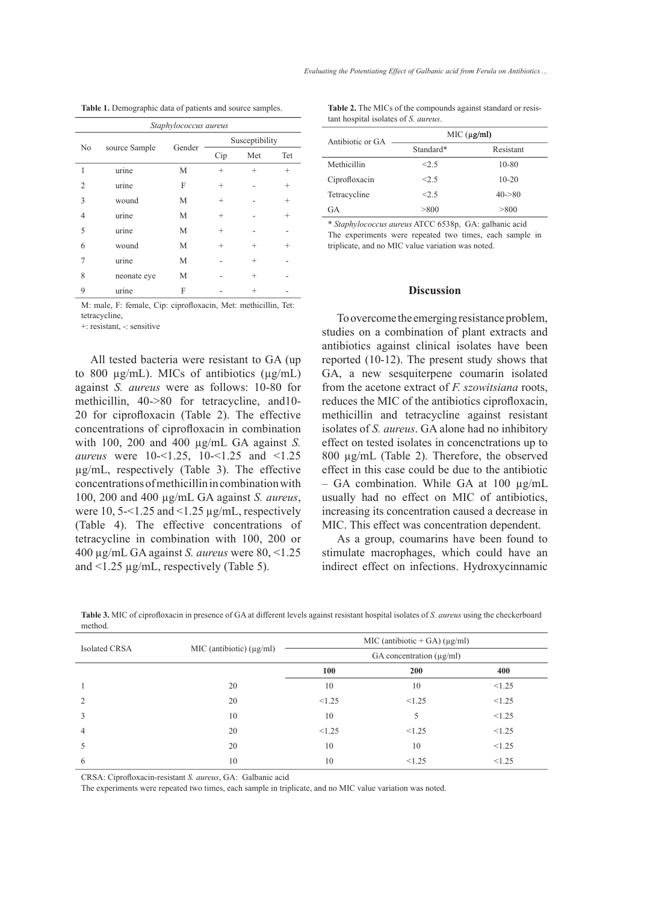**Table 1.** Demographic data of patients and source samples.

| *Staphylococcus aureus* | | | | | |
|---|---|---|---|---|---|
| No | source Sample | Gender | Susceptibility | | |
| | | | Cip | Met | Tet |
| 1 | urine | M | + | + | + |
| 2 | urine | F | + | - | + |
| 3 | wound | M | + | - | + |
| 4 | urine | M | + | - | + |
| 5 | urine | M | + | - | - |
| 6 | wound | M | + | + | + |
| 7 | urine | M | - | + | - |
| 8 | neonate eye | M | - | + | - |
| 9 | urine | F | - | + | - |

M: male, F: female, Cip: ciprofloxacin, Met: methicillin, Tet: tetracycline,
+: resistant, -: sensitive

All tested bacteria were resistant to GA (up to 800 µg/mL). MICs of antibiotics (µg/mL) against *S. aureus* were as follows: 10-80 for methicillin, 40->80 for tetracycline, and10-20 for ciprofloxacin (Table 2). The effective concentrations of ciprofloxacin in combination with 100, 200 and 400 µg/mL GA against *S. aureus* were 10-<1.25, 10-<1.25 and <1.25 µg/mL, respectively (Table 3). The effective concentrations of methicillin in combination with 100, 200 and 400 µg/mL GA against *S. aureus*, were 10, 5-<1.25 and <1.25 µg/mL, respectively (Table 4). The effective concentrations of tetracycline in combination with 100, 200 or 400 µg/mL GA against *S. aureus* were 80, <1.25 and <1.25 µg/mL, respectively (Table 5).

**Table 2.** The MICs of the compounds against standard or resistant hospital isolates of *S. aureus*.

| Antibiotic or GA | MIC (µg/ml) | |
|---|---|---|
| | Standard* | Resistant |
| Methicillin | <2.5 | 10-80 |
| Ciprofloxacin | <2.5 | 10-20 |
| Tetracycline | <2.5 | 40->80 |
| GA | >800 | >800 |

\* *Staphylococcus aureus* ATCC 6538p, GA: galbanic acid
The experiments were repeated two times, each sample in triplicate, and no MIC value variation was noted.

## Discussion

To overcome the emerging resistance problem, studies on a combination of plant extracts and antibiotics against clinical isolates have been reported (10-12). The present study shows that GA, a new sesquiterpene coumarin isolated from the acetone extract of *F. szowitsiana* roots, reduces the MIC of the antibiotics ciprofloxacin, methicillin and tetracycline against resistant isolates of *S. aureus*. GA alone had no inhibitory effect on tested isolates in concenctrations up to 800 µg/mL (Table 2). Therefore, the observed effect in this case could be due to the antibiotic – GA combination. While GA at 100 µg/mL usually had no effect on MIC of antibiotics, increasing its concentration caused a decrease in MIC. This effect was concentration dependent.

As a group, coumarins have been found to stimulate macrophages, which could have an indirect effect on infections. Hydroxycinnamic

**Table 3.** MIC of ciprofloxacin in presence of GA at different levels against resistant hospital isolates of *S. aureus* using the checkerboard method.

| Isolated CRSA | MIC (antibiotic) (µg/ml) | MIC (antibiotic + GA) (µg/ml) | | |
|---|---|---|---|---|
| | | GA concentration (µg/ml) | | |
| | | **100** | **200** | **400** |
| 1 | 20 | 10 | 10 | <1.25 |
| 2 | 20 | <1.25 | <1.25 | <1.25 |
| 3 | 10 | 10 | 5 | <1.25 |
| 4 | 20 | <1.25 | <1.25 | <1.25 |
| 5 | 20 | 10 | 10 | <1.25 |
| 6 | 10 | 10 | <1.25 | <1.25 |

CRSA: Ciprofloxacin-resistant *S. aureus*, GA: Galbanic acid
The experiments were repeated two times, each sample in triplicate, and no MIC value variation was noted.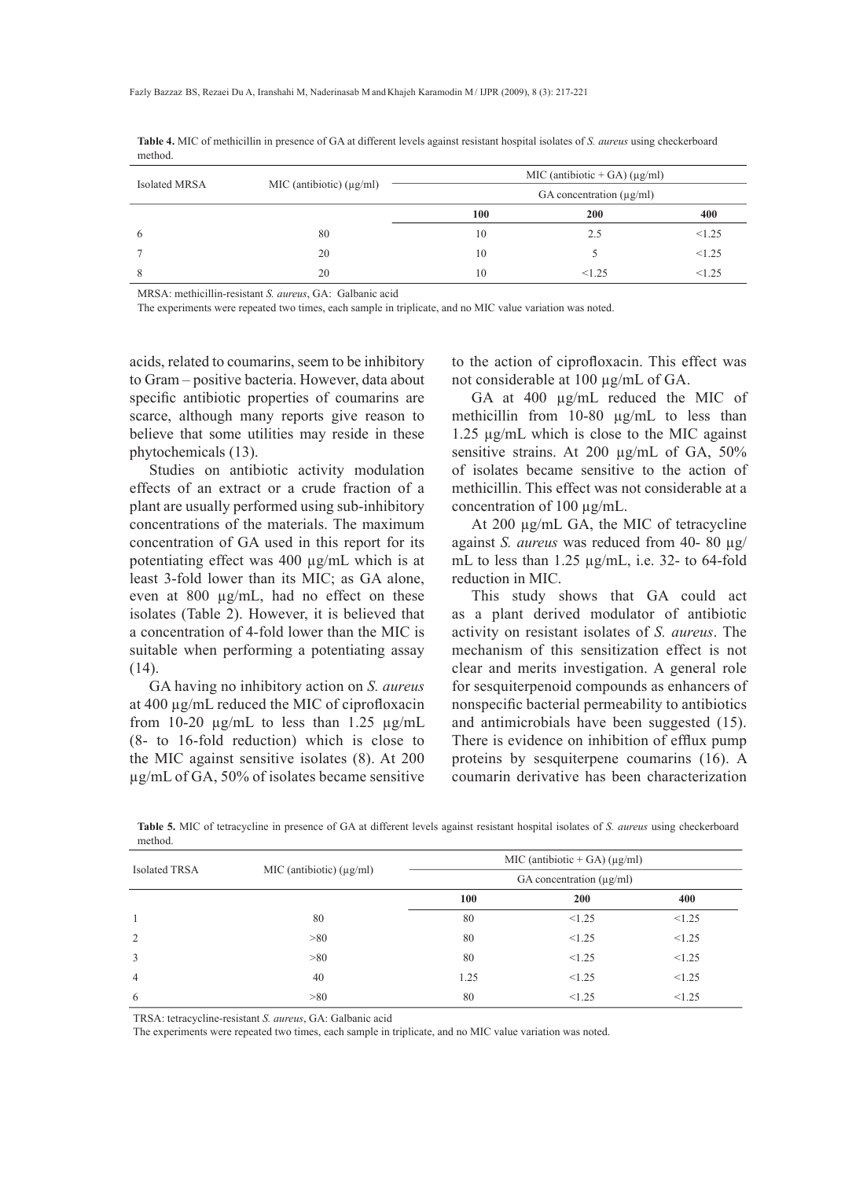**Table 4.** MIC of methicillin in presence of GA at different levels against resistant hospital isolates of *S. aureus* using checkerboard method.

| Isolated MRSA | MIC (antibiotic) (µg/ml) | MIC (antibiotic + GA) (µg/ml) | | |
|---|---|---|---|---|
| | | GA concentration (µg/ml) | | |
| | | **100** | **200** | **400** |
| 6 | 80 | 10 | 2.5 | <1.25 |
| 7 | 20 | 10 | 5 | <1.25 |
| 8 | 20 | 10 | <1.25 | <1.25 |

MRSA: methicillin-resistant *S. aureus*, GA: Galbanic acid

The experiments were repeated two times, each sample in triplicate, and no MIC value variation was noted.

acids, related to coumarins, seem to be inhibitory to Gram – positive bacteria. However, data about specific antibiotic properties of coumarins are scarce, although many reports give reason to believe that some utilities may reside in these phytochemicals (13).

Studies on antibiotic activity modulation effects of an extract or a crude fraction of a plant are usually performed using sub-inhibitory concentrations of the materials. The maximum concentration of GA used in this report for its potentiating effect was 400 µg/mL which is at least 3-fold lower than its MIC; as GA alone, even at 800 µg/mL, had no effect on these isolates (Table 2). However, it is believed that a concentration of 4-fold lower than the MIC is suitable when performing a potentiating assay (14).

GA having no inhibitory action on *S. aureus* at 400 µg/mL reduced the MIC of ciprofloxacin from 10-20 µg/mL to less than 1.25 µg/mL (8- to 16-fold reduction) which is close to the MIC against sensitive isolates (8). At 200 µg/mL of GA, 50% of isolates became sensitive to the action of ciprofloxacin. This effect was not considerable at 100 µg/mL of GA.

GA at 400 µg/mL reduced the MIC of methicillin from 10-80 µg/mL to less than 1.25 µg/mL which is close to the MIC against sensitive strains. At 200 µg/mL of GA, 50% of isolates became sensitive to the action of methicillin. This effect was not considerable at a concentration of 100 µg/mL.

At 200 µg/mL GA, the MIC of tetracycline against *S. aureus* was reduced from 40- 80 µg/mL to less than 1.25 µg/mL, i.e. 32- to 64-fold reduction in MIC.

This study shows that GA could act as a plant derived modulator of antibiotic activity on resistant isolates of *S. aureus*. The mechanism of this sensitization effect is not clear and merits investigation. A general role for sesquiterpenoid compounds as enhancers of nonspecific bacterial permeability to antibiotics and antimicrobials have been suggested (15). There is evidence on inhibition of efflux pump proteins by sesquiterpene coumarins (16). A coumarin derivative has been characterization

**Table 5.** MIC of tetracycline in presence of GA at different levels against resistant hospital isolates of *S. aureus* using checkerboard method.

| Isolated TRSA | MIC (antibiotic) (µg/ml) | MIC (antibiotic + GA) (µg/ml) | | |
|---|---|---|---|---|
| | | GA concentration (µg/ml) | | |
| | | **100** | **200** | **400** |
| 1 | 80 | 80 | <1.25 | <1.25 |
| 2 | >80 | 80 | <1.25 | <1.25 |
| 3 | >80 | 80 | <1.25 | <1.25 |
| 4 | 40 | 1.25 | <1.25 | <1.25 |
| 6 | >80 | 80 | <1.25 | <1.25 |

TRSA: tetracycline-resistant *S. aureus*, GA: Galbanic acid

The experiments were repeated two times, each sample in triplicate, and no MIC value variation was noted.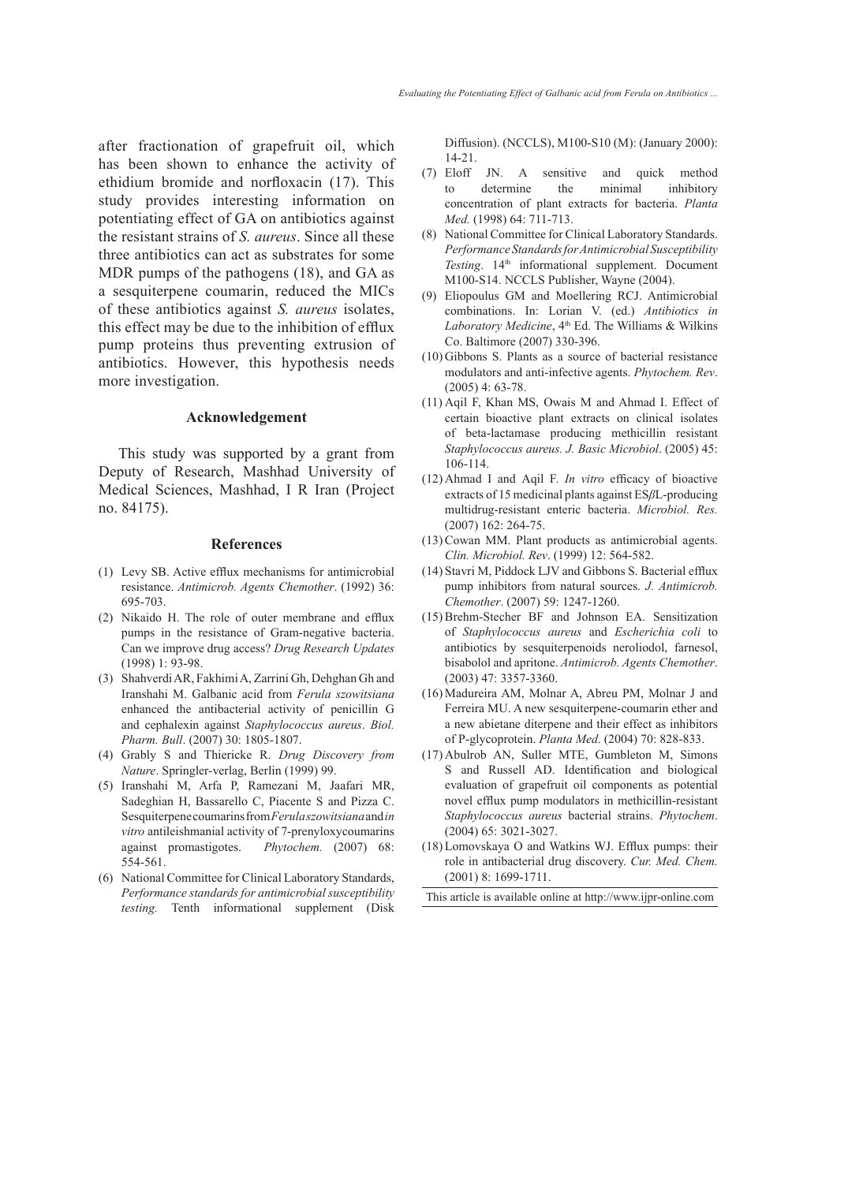after fractionation of grapefruit oil, which has been shown to enhance the activity of ethidium bromide and norfloxacin (17). This study provides interesting information on potentiating effect of GA on antibiotics against the resistant strains of *S. aureus*. Since all these three antibiotics can act as substrates for some MDR pumps of the pathogens (18), and GA as a sesquiterpene coumarin, reduced the MICs of these antibiotics against *S. aureus* isolates, this effect may be due to the inhibition of efflux pump proteins thus preventing extrusion of antibiotics. However, this hypothesis needs more investigation.

## Acknowledgement

This study was supported by a grant from Deputy of Research, Mashhad University of Medical Sciences, Mashhad, I R Iran (Project no. 84175).

## References

(1) Levy SB. Active efflux mechanisms for antimicrobial resistance. *Antimicrob. Agents Chemother*. (1992) 36: 695-703.

(2) Nikaido H. The role of outer membrane and efflux pumps in the resistance of Gram-negative bacteria. Can we improve drug access? *Drug Research Updates* (1998) 1: 93-98.

(3) Shahverdi AR, Fakhimi A, Zarrini Gh, Dehghan Gh and Iranshahi M. Galbanic acid from *Ferula szowitsiana* enhanced the antibacterial activity of penicillin G and cephalexin against *Staphylococcus aureus*. *Biol. Pharm. Bull*. (2007) 30: 1805-1807.

(4) Grably S and Thiericke R. *Drug Discovery from Nature*. Springer-verlag, Berlin (1999) 99.

(5) Iranshahi M, Arfa P, Ramezani M, Jaafari MR, Sadeghian H, Bassarello C, Piacente S and Pizza C. Sesquiterpene coumarins from *Ferula szowitsiana* and *in vitro* antileishmanial activity of 7-prenyloxycoumarins against promastigotes. *Phytochem.* (2007) 68: 554-561.

(6) National Committee for Clinical Laboratory Standards, *Performance standards for antimicrobial susceptibility testing.* Tenth informational supplement (Disk Diffusion). (NCCLS), M100-S10 (M): (January 2000): 14-21.

(7) Eloff JN. A sensitive and quick method to determine the minimal inhibitory concentration of plant extracts for bacteria. *Planta Med.* (1998) 64: 711-713.

(8) National Committee for Clinical Laboratory Standards. *Performance Standards for Antimicrobial Susceptibility Testing*. 14th informational supplement. Document M100-S14. NCCLS Publisher, Wayne (2004).

(9) Eliopoulus GM and Moellering RCJ. Antimicrobial combinations. In: Lorian V. (ed.) *Antibiotics in Laboratory Medicine*, 4th Ed. The Williams & Wilkins Co. Baltimore (2007) 330-396.

(10) Gibbons S. Plants as a source of bacterial resistance modulators and anti-infective agents. *Phytochem. Rev*. (2005) 4: 63-78.

(11) Aqil F, Khan MS, Owais M and Ahmad I. Effect of certain bioactive plant extracts on clinical isolates of beta-lactamase producing methicillin resistant *Staphylococcus aureus. J. Basic Microbiol*. (2005) 45: 106-114.

(12) Ahmad I and Aqil F. *In vitro* efficacy of bioactive extracts of 15 medicinal plants against ES*β*L-producing multidrug-resistant enteric bacteria. *Microbiol. Res.* (2007) 162: 264-75.

(13) Cowan MM. Plant products as antimicrobial agents. *Clin. Microbiol. Rev*. (1999) 12: 564-582.

(14) Stavri M, Piddock LJV and Gibbons S. Bacterial efflux pump inhibitors from natural sources. *J. Antimicrob. Chemother*. (2007) 59: 1247-1260.

(15) Brehm-Stecher BF and Johnson EA. Sensitization of *Staphylococcus aureus* and *Escherichia coli* to antibiotics by sesquiterpenoids neroliodol, farnesol, bisabolol and apritone. *Antimicrob. Agents Chemother*. (2003) 47: 3357-3360.

(16) Madureira AM, Molnar A, Abreu PM, Molnar J and Ferreira MU. A new sesquiterpene-coumarin ether and a new abietane diterpene and their effect as inhibitors of P-glycoprotein. *Planta Med*. (2004) 70: 828-833.

(17) Abulrob AN, Suller MTE, Gumbleton M, Simons S and Russell AD. Identification and biological evaluation of grapefruit oil components as potential novel efflux pump modulators in methicillin-resistant *Staphylococcus aureus* bacterial strains. *Phytochem*. (2004) 65: 3021-3027.

(18) Lomovskaya O and Watkins WJ. Efflux pumps: their role in antibacterial drug discovery. *Cur. Med. Chem.* (2001) 8: 1699-1711.

This article is available online at http://www.ijpr-online.com